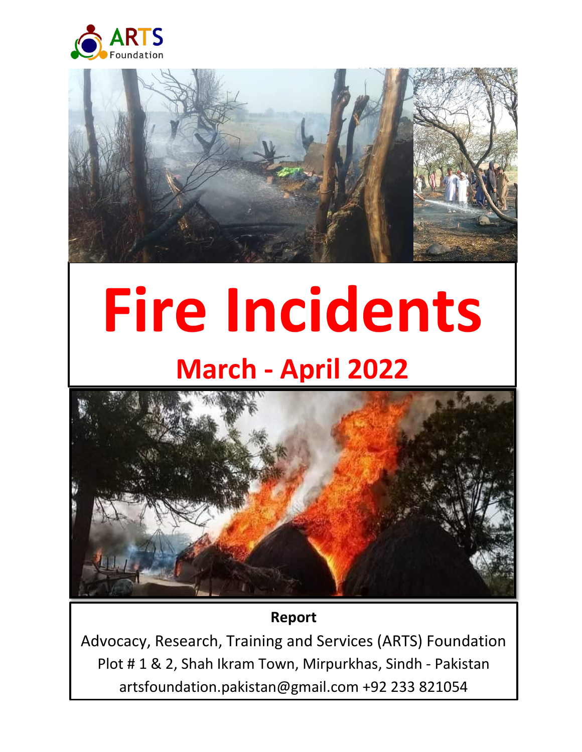ARTS Foundation

# Fire Incidents

## March - April 2022

**Report**

Advocacy, Research, Training and Services (ARTS) Foundation
Plot # 1 & 2, Shah Ikram Town, Mirpurkhas, Sindh - Pakistan
artsfoundation.pakistan@gmail.com +92 233 821054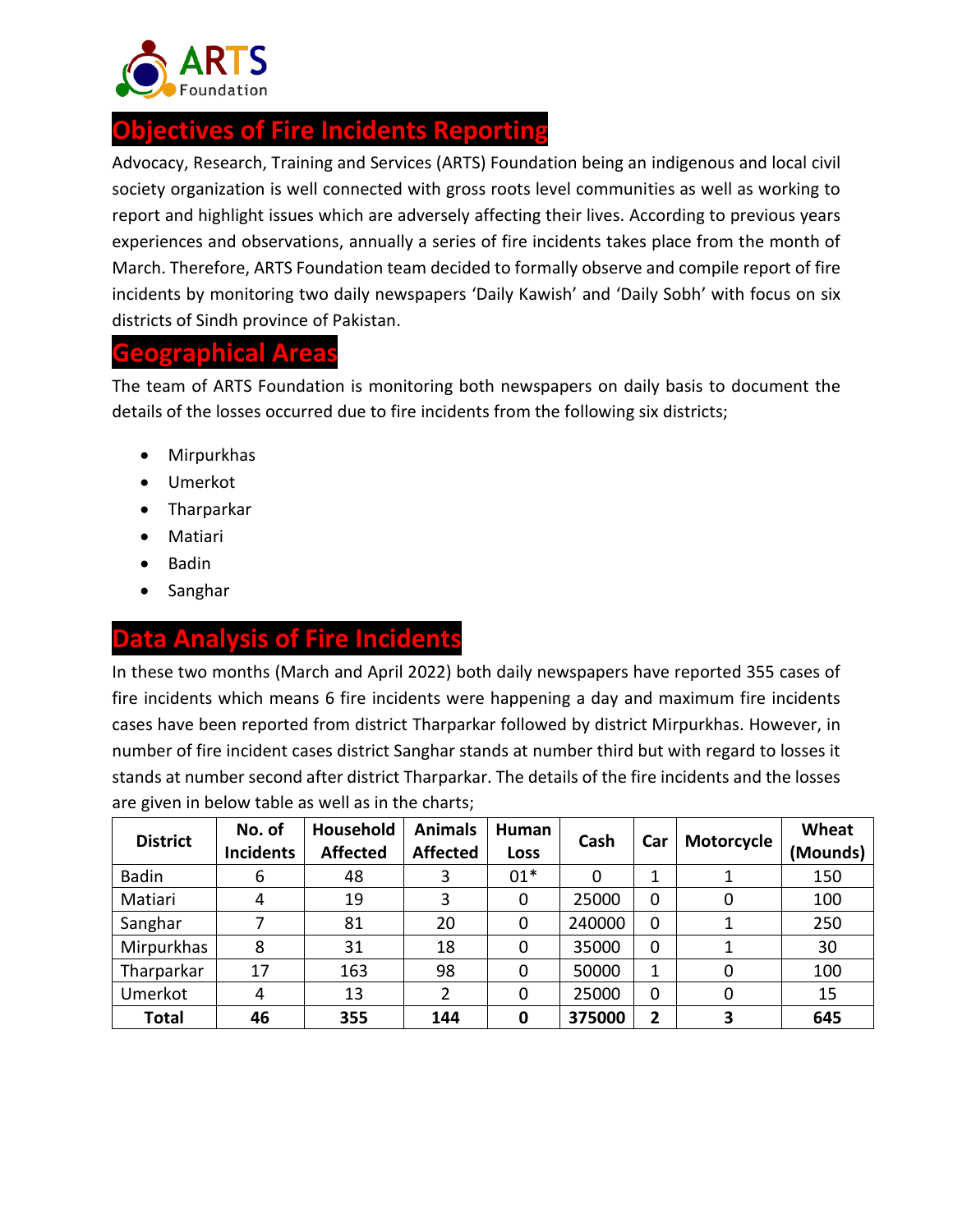ARTS Foundation

## Objectives of Fire Incidents Reporting

Advocacy, Research, Training and Services (ARTS) Foundation being an indigenous and local civil society organization is well connected with gross roots level communities as well as working to report and highlight issues which are adversely affecting their lives. According to previous years experiences and observations, annually a series of fire incidents takes place from the month of March. Therefore, ARTS Foundation team decided to formally observe and compile report of fire incidents by monitoring two daily newspapers 'Daily Kawish' and 'Daily Sobh' with focus on six districts of Sindh province of Pakistan.

## Geographical Areas

The team of ARTS Foundation is monitoring both newspapers on daily basis to document the details of the losses occurred due to fire incidents from the following six districts;

- Mirpurkhas
- Umerkot
- Tharparkar
- Matiari
- Badin
- Sanghar

## Data Analysis of Fire Incidents

In these two months (March and April 2022) both daily newspapers have reported 355 cases of fire incidents which means 6 fire incidents were happening a day and maximum fire incidents cases have been reported from district Tharparkar followed by district Mirpurkhas. However, in number of fire incident cases district Sanghar stands at number third but with regard to losses it stands at number second after district Tharparkar. The details of the fire incidents and the losses are given in below table as well as in the charts;

| District | No. of Incidents | Household Affected | Animals Affected | Human Loss | Cash | Car | Motorcycle | Wheat (Mounds) |
|---|---|---|---|---|---|---|---|---|
| Badin | 6 | 48 | 3 | 01* | 0 | 1 | 1 | 150 |
| Matiari | 4 | 19 | 3 | 0 | 25000 | 0 | 0 | 100 |
| Sanghar | 7 | 81 | 20 | 0 | 240000 | 0 | 1 | 250 |
| Mirpurkhas | 8 | 31 | 18 | 0 | 35000 | 0 | 1 | 30 |
| Tharparkar | 17 | 163 | 98 | 0 | 50000 | 1 | 0 | 100 |
| Umerkot | 4 | 13 | 2 | 0 | 25000 | 0 | 0 | 15 |
| **Total** | **46** | **355** | **144** | **0** | **375000** | **2** | **3** | **645** |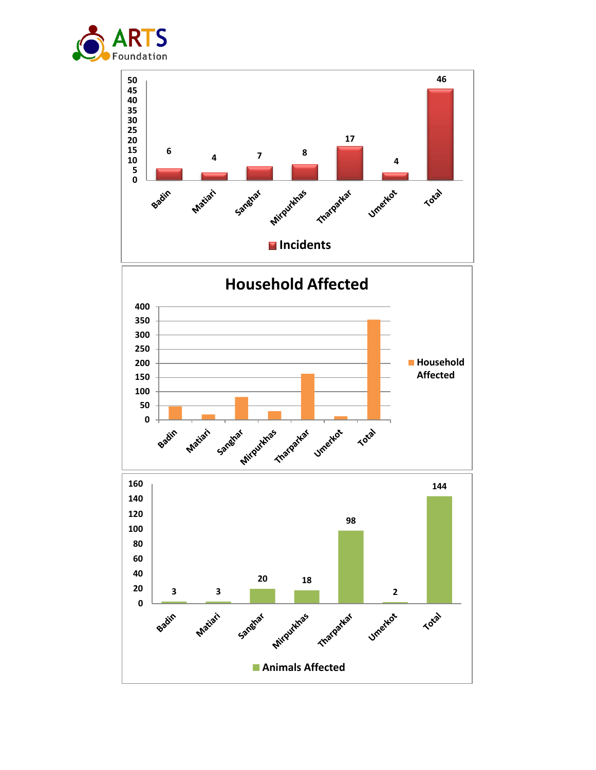| District | Incidents |
| --- | --- |
| Badin | 6 |
| Matiari | 4 |
| Sanghar | 7 |
| Mirpurkhas | 8 |
| Tharparkar | 17 |
| Umerkot | 4 |
| Total | 46 |

## Household Affected

| District | Household Affected |
| --- | --- |
| Badin | 47 |
| Matiari | 19 |
| Sanghar | 81 |
| Mirpurkhas | 31 |
| Tharparkar | 163 |
| Umerkot | 13 |
| Total | 354 |

| District | Animals Affected |
| --- | --- |
| Badin | 3 |
| Matiari | 3 |
| Sanghar | 20 |
| Mirpurkhas | 18 |
| Tharparkar | 98 |
| Umerkot | 2 |
| Total | 144 |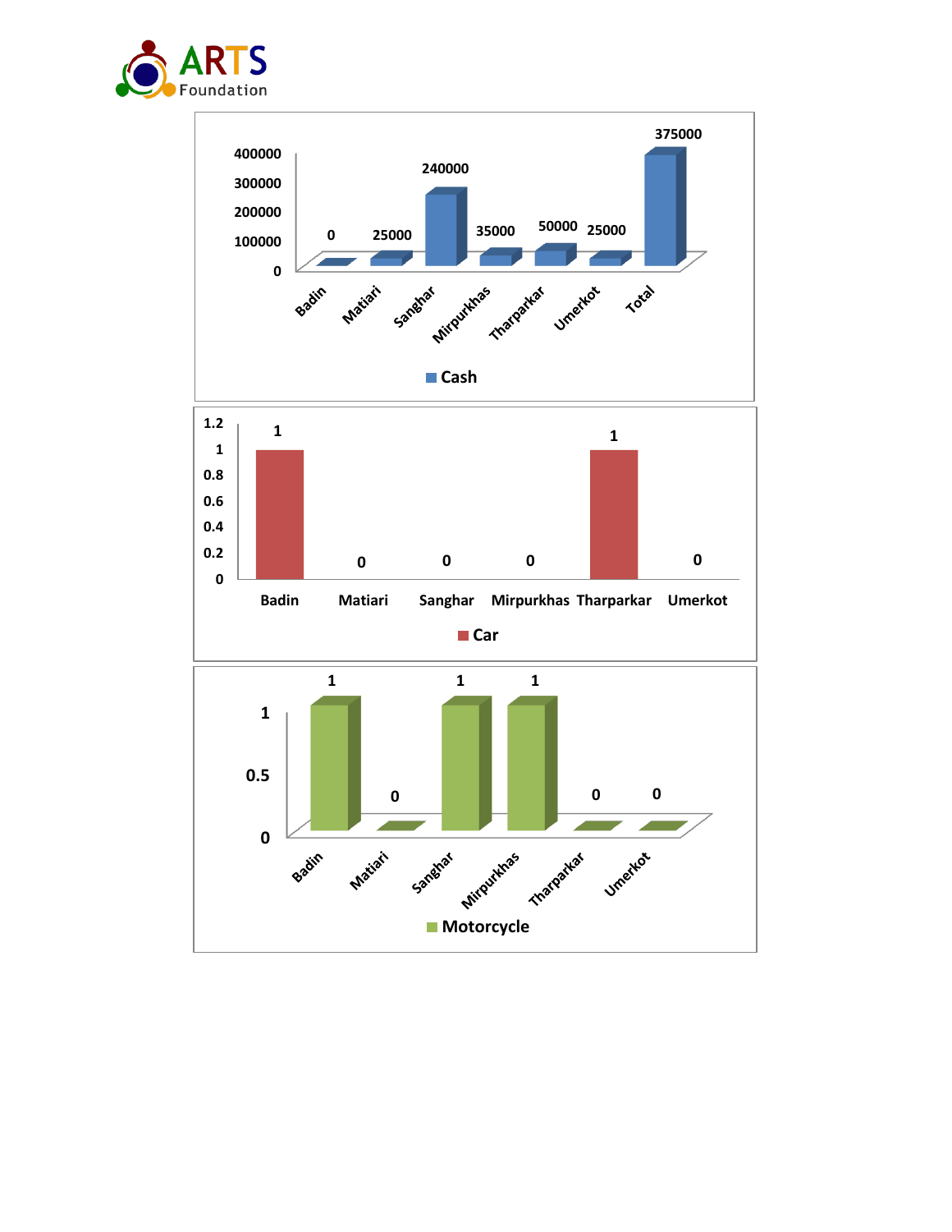ARTS Foundation

| | Cash |
|---|---|
| Badin | 0 |
| Matiari | 25000 |
| Sanghar | 240000 |
| Mirpurkhas | 35000 |
| Tharparkar | 50000 |
| Umerkot | 25000 |
| Total | 375000 |

| | Car |
|---|---|
| Badin | 1 |
| Matiari | 0 |
| Sanghar | 0 |
| Mirpurkhas | 0 |
| Tharparkar | 1 |
| Umerkot | 0 |

| | Motorcycle |
|---|---|
| Badin | 1 |
| Matiari | 0 |
| Sanghar | 1 |
| Mirpurkhas | 1 |
| Tharparkar | 0 |
| Umerkot | 0 |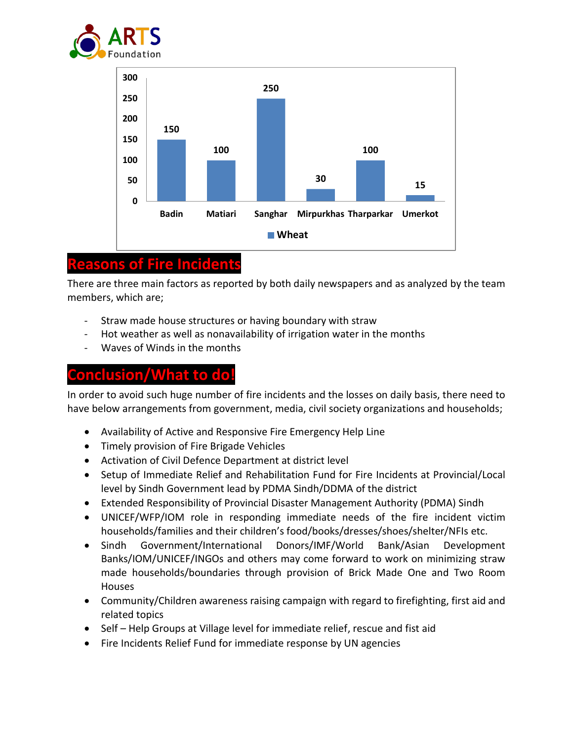ARTS Foundation

300
250
200
150
100
50
0

150
100
250
30
100
15

Badin
Matiari
Sanghar
Mirpurkhas
Tharparkar
Umerkot

Wheat

## Reasons of Fire Incidents

There are three main factors as reported by both daily newspapers and as analyzed by the team members, which are;

- Straw made house structures or having boundary with straw
- Hot weather as well as nonavailability of irrigation water in the months
- Waves of Winds in the months

## Conclusion/What to do!

In order to avoid such huge number of fire incidents and the losses on daily basis, there need to have below arrangements from government, media, civil society organizations and households;

- Availability of Active and Responsive Fire Emergency Help Line
- Timely provision of Fire Brigade Vehicles
- Activation of Civil Defence Department at district level
- Setup of Immediate Relief and Rehabilitation Fund for Fire Incidents at Provincial/Local level by Sindh Government lead by PDMA Sindh/DDMA of the district
- Extended Responsibility of Provincial Disaster Management Authority (PDMA) Sindh
- UNICEF/WFP/IOM role in responding immediate needs of the fire incident victim households/families and their children's food/books/dresses/shoes/shelter/NFIs etc.
- Sindh Government/International Donors/IMF/World Bank/Asian Development Banks/IOM/UNICEF/INGOs and others may come forward to work on minimizing straw made households/boundaries through provision of Brick Made One and Two Room Houses
- Community/Children awareness raising campaign with regard to firefighting, first aid and related topics
- Self – Help Groups at Village level for immediate relief, rescue and fist aid
- Fire Incidents Relief Fund for immediate response by UN agencies